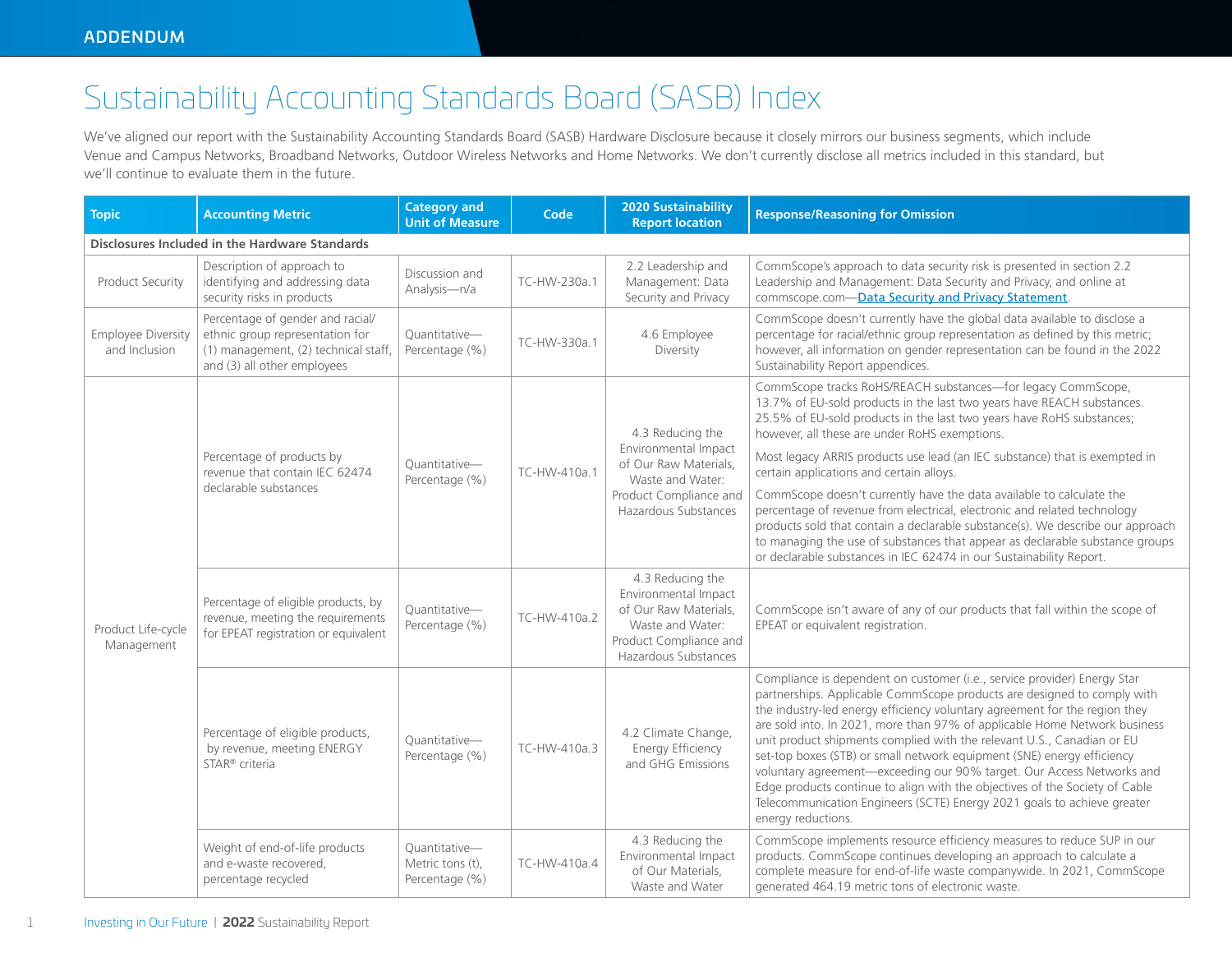ADDENDUM

# Sustainability Accounting Standards Board (SASB) Index

We've aligned our report with the Sustainability Accounting Standards Board (SASB) Hardware Disclosure because it closely mirrors our business segments, which include Venue and Campus Networks, Broadband Networks, Outdoor Wireless Networks and Home Networks. We don't currently disclose all metrics included in this standard, but we'll continue to evaluate them in the future.

| Topic | Accounting Metric | Category and Unit of Measure | Code | 2020 Sustainability Report location | Response/Reasoning for Omission |
|---|---|---|---|---|---|
| **Disclosures Included in the Hardware Standards** | | | | | |
| Product Security | Description of approach to identifying and addressing data security risks in products | Discussion and Analysis—n/a | TC-HW-230a.1 | 2.2 Leadership and Management: Data Security and Privacy | CommScope's approach to data security risk is presented in section 2.2 Leadership and Management: Data Security and Privacy, and online at commscope.com—Data Security and Privacy Statement. |
| Employee Diversity and Inclusion | Percentage of gender and racial/ ethnic group representation for (1) management, (2) technical staff, and (3) all other employees | Quantitative—Percentage (%) | TC-HW-330a.1 | 4.6 Employee Diversity | CommScope doesn't currently have the global data available to disclose a percentage for racial/ethnic group representation as defined by this metric; however, all information on gender representation can be found in the 2022 Sustainability Report appendices. |
| Product Life-cycle Management | Percentage of products by revenue that contain IEC 62474 declarable substances | Quantitative—Percentage (%) | TC-HW-410a.1 | 4.3 Reducing the Environmental Impact of Our Raw Materials, Waste and Water: Product Compliance and Hazardous Substances | CommScope tracks RoHS/REACH substances—for legacy CommScope, 13.7% of EU-sold products in the last two years have REACH substances. 25.5% of EU-sold products in the last two years have RoHS substances; however, all these are under RoHS exemptions.<br><br>Most legacy ARRIS products use lead (an IEC substance) that is exempted in certain applications and certain alloys.<br><br>CommScope doesn't currently have the data available to calculate the percentage of revenue from electrical, electronic and related technology products sold that contain a declarable substance(s). We describe our approach to managing the use of substances that appear as declarable substance groups or declarable substances in IEC 62474 in our Sustainability Report. |
| | Percentage of eligible products, by revenue, meeting the requirements for EPEAT registration or equivalent | Quantitative—Percentage (%) | TC-HW-410a.2 | 4.3 Reducing the Environmental Impact of Our Raw Materials, Waste and Water: Product Compliance and Hazardous Substances | CommScope isn't aware of any of our products that fall within the scope of EPEAT or equivalent registration. |
| | Percentage of eligible products, by revenue, meeting ENERGY STAR® criteria | Quantitative—Percentage (%) | TC-HW-410a.3 | 4.2 Climate Change, Energy Efficiency and GHG Emissions | Compliance is dependent on customer (i.e., service provider) Energy Star partnerships. Applicable CommScope products are designed to comply with the industry-led energy efficiency voluntary agreement for the region they are sold into. In 2021, more than 97% of applicable Home Network business unit product shipments complied with the relevant U.S., Canadian or EU set-top boxes (STB) or small network equipment (SNE) energy efficiency voluntary agreement—exceeding our 90% target. Our Access Networks and Edge products continue to align with the objectives of the Society of Cable Telecommunication Engineers (SCTE) Energy 2021 goals to achieve greater energy reductions. |
| | Weight of end-of-life products and e-waste recovered, percentage recycled | Quantitative—Metric tons (t), Percentage (%) | TC-HW-410a.4 | 4.3 Reducing the Environmental Impact of Our Materials, Waste and Water | CommScope implements resource efficiency measures to reduce SUP in our products. CommScope continues developing an approach to calculate a complete measure for end-of-life waste companywide. In 2021, CommScope generated 464.19 metric tons of electronic waste. |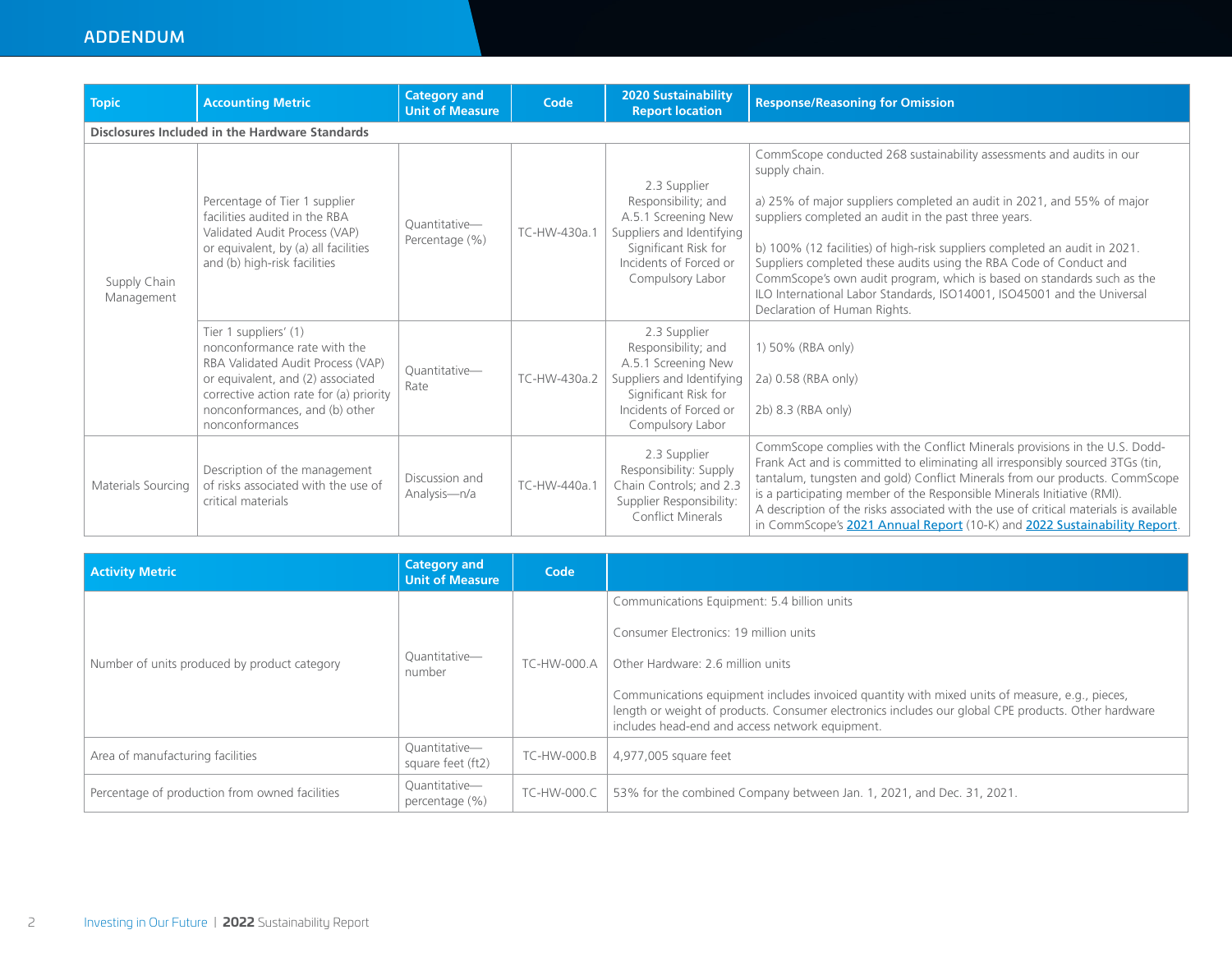## ADDENDUM

| Topic | Accounting Metric | Category and Unit of Measure | Code | 2020 Sustainability Report location | Response/Reasoning for Omission |
|---|---|---|---|---|---|
| **Disclosures Included in the Hardware Standards** | | | | | |
| Supply Chain Management | Percentage of Tier 1 supplier facilities audited in the RBA Validated Audit Process (VAP) or equivalent, by (a) all facilities and (b) high-risk facilities | Quantitative—Percentage (%) | TC-HW-430a.1 | 2.3 Supplier Responsibility; and A.5.1 Screening New Suppliers and Identifying Significant Risk for Incidents of Forced or Compulsory Labor | CommScope conducted 268 sustainability assessments and audits in our supply chain.<br><br>a) 25% of major suppliers completed an audit in 2021, and 55% of major suppliers completed an audit in the past three years.<br><br>b) 100% (12 facilities) of high-risk suppliers completed an audit in 2021. Suppliers completed these audits using the RBA Code of Conduct and CommScope's own audit program, which is based on standards such as the ILO International Labor Standards, ISO14001, ISO45001 and the Universal Declaration of Human Rights. |
| | Tier 1 suppliers' (1) nonconformance rate with the RBA Validated Audit Process (VAP) or equivalent, and (2) associated corrective action rate for (a) priority nonconformances, and (b) other nonconformances | Quantitative—Rate | TC-HW-430a.2 | 2.3 Supplier Responsibility; and A.5.1 Screening New Suppliers and Identifying Significant Risk for Incidents of Forced or Compulsory Labor | 1) 50% (RBA only)<br><br>2a) 0.58 (RBA only)<br><br>2b) 8.3 (RBA only) |
| Materials Sourcing | Description of the management of risks associated with the use of critical materials | Discussion and Analysis—n/a | TC-HW-440a.1 | 2.3 Supplier Responsibility: Supply Chain Controls; and 2.3 Supplier Responsibility: Conflict Minerals | CommScope complies with the Conflict Minerals provisions in the U.S. Dodd-Frank Act and is committed to eliminating all irresponsibly sourced 3TGs (tin, tantalum, tungsten and gold) Conflict Minerals from our products. CommScope is a participating member of the Responsible Minerals Initiative (RMI).<br>A description of the risks associated with the use of critical materials is available in CommScope's 2021 Annual Report (10-K) and 2022 Sustainability Report. |

| Activity Metric | Category and Unit of Measure | Code | |
|---|---|---|---|
| Number of units produced by product category | Quantitative—number | TC-HW-000.A | Communications Equipment: 5.4 billion units<br><br>Consumer Electronics: 19 million units<br><br>Other Hardware: 2.6 million units<br><br>Communications equipment includes invoiced quantity with mixed units of measure, e.g., pieces, length or weight of products. Consumer electronics includes our global CPE products. Other hardware includes head-end and access network equipment. |
| Area of manufacturing facilities | Quantitative—square feet (ft2) | TC-HW-000.B | 4,977,005 square feet |
| Percentage of production from owned facilities | Quantitative—percentage (%) | TC-HW-000.C | 53% for the combined Company between Jan. 1, 2021, and Dec. 31, 2021. |